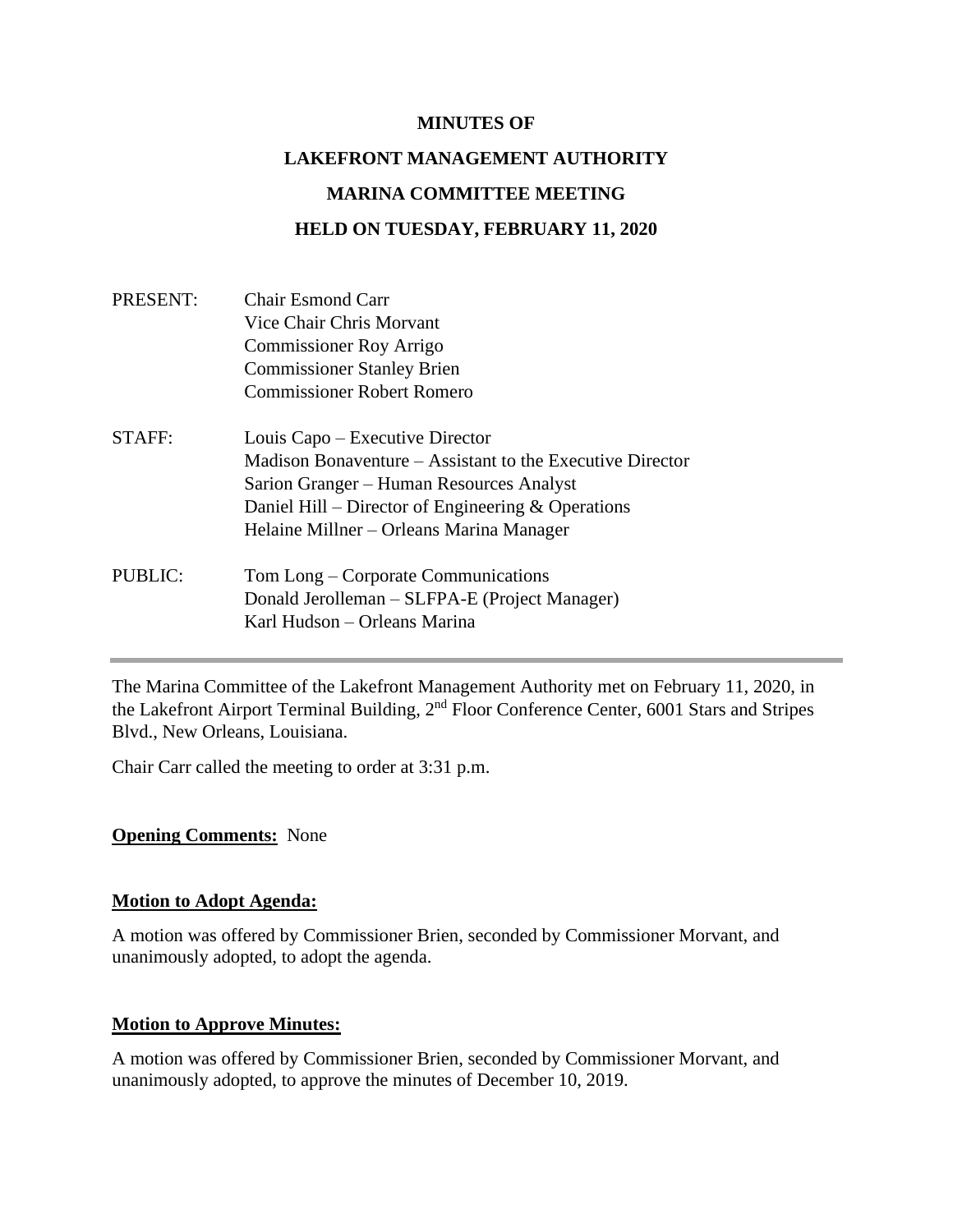**MINUTES OF**

**LAKEFRONT MANAGEMENT AUTHORITY**

**MARINA COMMITTEE MEETING**

**HELD ON TUESDAY, FEBRUARY 11, 2020**

PRESENT: Chair Esmond Carr
Vice Chair Chris Morvant
Commissioner Roy Arrigo
Commissioner Stanley Brien
Commissioner Robert Romero

STAFF: Louis Capo – Executive Director
Madison Bonaventure – Assistant to the Executive Director
Sarion Granger – Human Resources Analyst
Daniel Hill – Director of Engineering & Operations
Helaine Millner – Orleans Marina Manager

PUBLIC: Tom Long – Corporate Communications
Donald Jerolleman – SLFPA-E (Project Manager)
Karl Hudson – Orleans Marina

---

The Marina Committee of the Lakefront Management Authority met on February 11, 2020, in the Lakefront Airport Terminal Building, 2nd Floor Conference Center, 6001 Stars and Stripes Blvd., New Orleans, Louisiana.

Chair Carr called the meeting to order at 3:31 p.m.

**Opening Comments:** None

**Motion to Adopt Agenda:**

A motion was offered by Commissioner Brien, seconded by Commissioner Morvant, and unanimously adopted, to adopt the agenda.

**Motion to Approve Minutes:**

A motion was offered by Commissioner Brien, seconded by Commissioner Morvant, and unanimously adopted, to approve the minutes of December 10, 2019.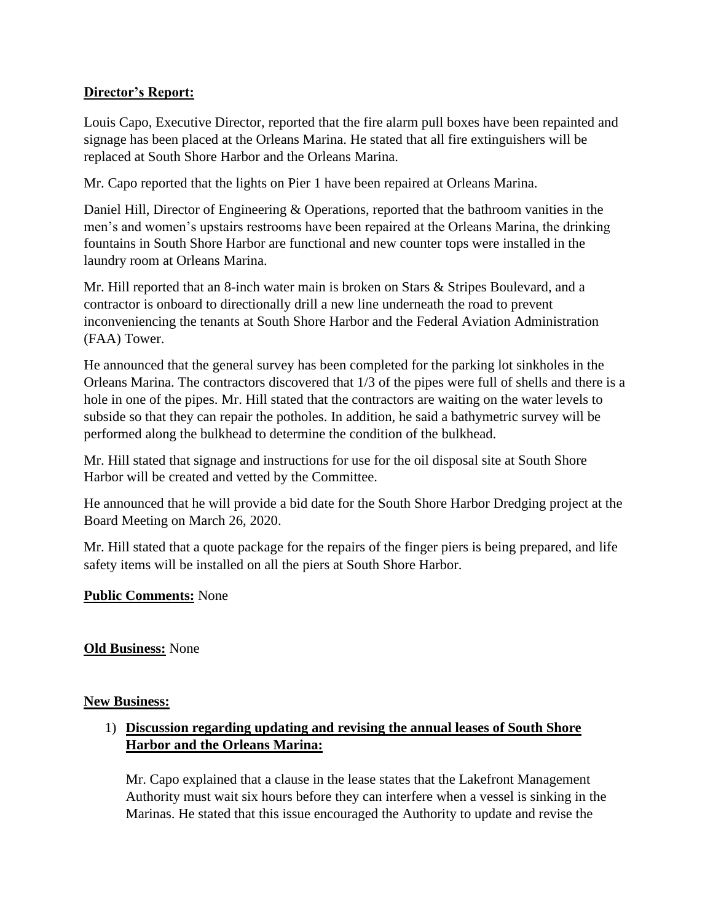**Director's Report:**

Louis Capo, Executive Director, reported that the fire alarm pull boxes have been repainted and signage has been placed at the Orleans Marina. He stated that all fire extinguishers will be replaced at South Shore Harbor and the Orleans Marina.

Mr. Capo reported that the lights on Pier 1 have been repaired at Orleans Marina.

Daniel Hill, Director of Engineering & Operations, reported that the bathroom vanities in the men's and women's upstairs restrooms have been repaired at the Orleans Marina, the drinking fountains in South Shore Harbor are functional and new counter tops were installed in the laundry room at Orleans Marina.

Mr. Hill reported that an 8-inch water main is broken on Stars & Stripes Boulevard, and a contractor is onboard to directionally drill a new line underneath the road to prevent inconveniencing the tenants at South Shore Harbor and the Federal Aviation Administration (FAA) Tower.

He announced that the general survey has been completed for the parking lot sinkholes in the Orleans Marina. The contractors discovered that 1/3 of the pipes were full of shells and there is a hole in one of the pipes. Mr. Hill stated that the contractors are waiting on the water levels to subside so that they can repair the potholes. In addition, he said a bathymetric survey will be performed along the bulkhead to determine the condition of the bulkhead.

Mr. Hill stated that signage and instructions for use for the oil disposal site at South Shore Harbor will be created and vetted by the Committee.

He announced that he will provide a bid date for the South Shore Harbor Dredging project at the Board Meeting on March 26, 2020.

Mr. Hill stated that a quote package for the repairs of the finger piers is being prepared, and life safety items will be installed on all the piers at South Shore Harbor.

**Public Comments:** None

**Old Business:** None

**New Business:**

1) **Discussion regarding updating and revising the annual leases of South Shore Harbor and the Orleans Marina:**

   Mr. Capo explained that a clause in the lease states that the Lakefront Management Authority must wait six hours before they can interfere when a vessel is sinking in the Marinas. He stated that this issue encouraged the Authority to update and revise the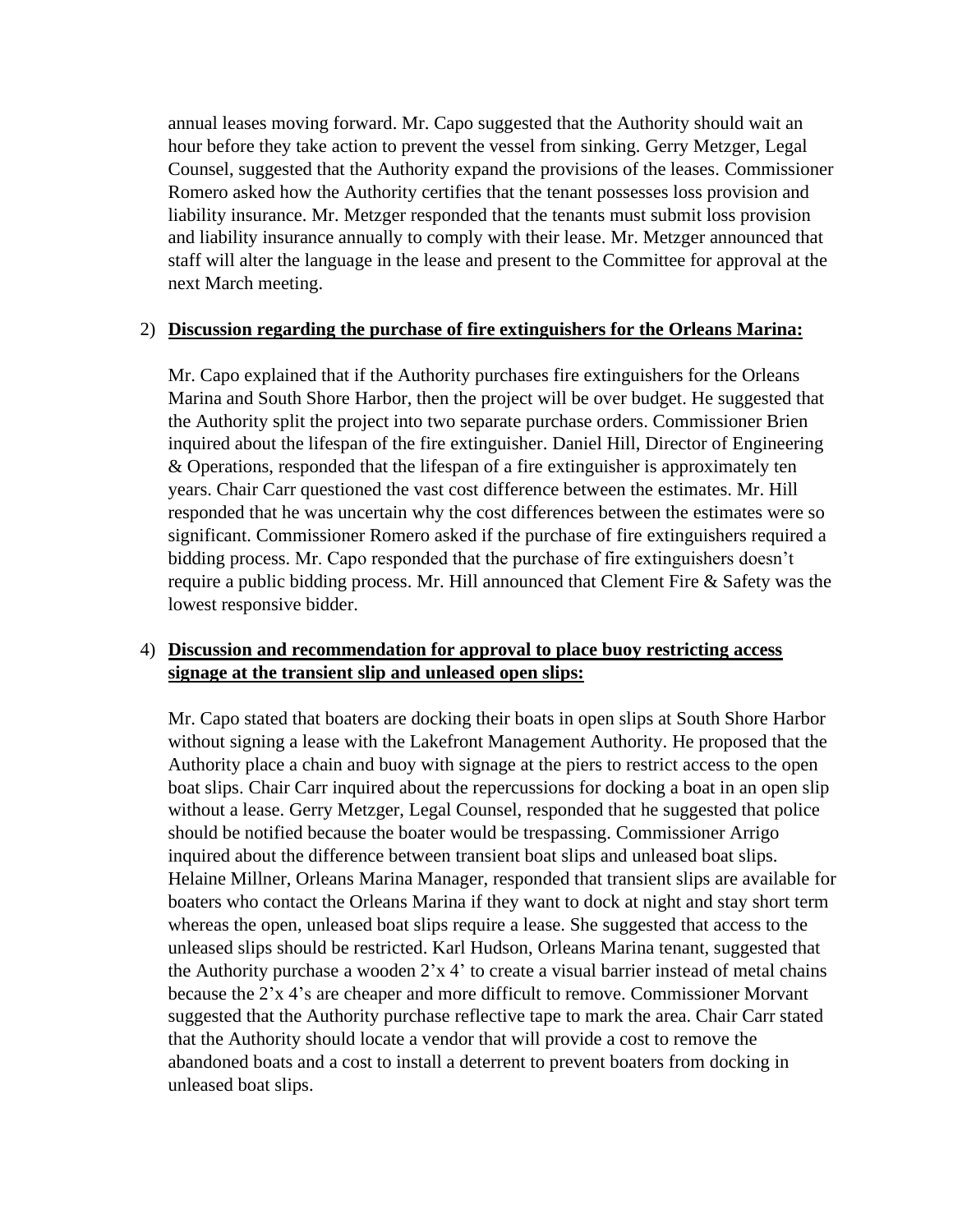annual leases moving forward. Mr. Capo suggested that the Authority should wait an hour before they take action to prevent the vessel from sinking. Gerry Metzger, Legal Counsel, suggested that the Authority expand the provisions of the leases. Commissioner Romero asked how the Authority certifies that the tenant possesses loss provision and liability insurance. Mr. Metzger responded that the tenants must submit loss provision and liability insurance annually to comply with their lease. Mr. Metzger announced that staff will alter the language in the lease and present to the Committee for approval at the next March meeting.

2) **Discussion regarding the purchase of fire extinguishers for the Orleans Marina:**

Mr. Capo explained that if the Authority purchases fire extinguishers for the Orleans Marina and South Shore Harbor, then the project will be over budget. He suggested that the Authority split the project into two separate purchase orders. Commissioner Brien inquired about the lifespan of the fire extinguisher. Daniel Hill, Director of Engineering & Operations, responded that the lifespan of a fire extinguisher is approximately ten years. Chair Carr questioned the vast cost difference between the estimates. Mr. Hill responded that he was uncertain why the cost differences between the estimates were so significant. Commissioner Romero asked if the purchase of fire extinguishers required a bidding process. Mr. Capo responded that the purchase of fire extinguishers doesn't require a public bidding process. Mr. Hill announced that Clement Fire & Safety was the lowest responsive bidder.

4) **Discussion and recommendation for approval to place buoy restricting access signage at the transient slip and unleased open slips:**

Mr. Capo stated that boaters are docking their boats in open slips at South Shore Harbor without signing a lease with the Lakefront Management Authority. He proposed that the Authority place a chain and buoy with signage at the piers to restrict access to the open boat slips. Chair Carr inquired about the repercussions for docking a boat in an open slip without a lease. Gerry Metzger, Legal Counsel, responded that he suggested that police should be notified because the boater would be trespassing. Commissioner Arrigo inquired about the difference between transient boat slips and unleased boat slips. Helaine Millner, Orleans Marina Manager, responded that transient slips are available for boaters who contact the Orleans Marina if they want to dock at night and stay short term whereas the open, unleased boat slips require a lease. She suggested that access to the unleased slips should be restricted. Karl Hudson, Orleans Marina tenant, suggested that the Authority purchase a wooden 2'x 4' to create a visual barrier instead of metal chains because the 2'x 4's are cheaper and more difficult to remove. Commissioner Morvant suggested that the Authority purchase reflective tape to mark the area. Chair Carr stated that the Authority should locate a vendor that will provide a cost to remove the abandoned boats and a cost to install a deterrent to prevent boaters from docking in unleased boat slips.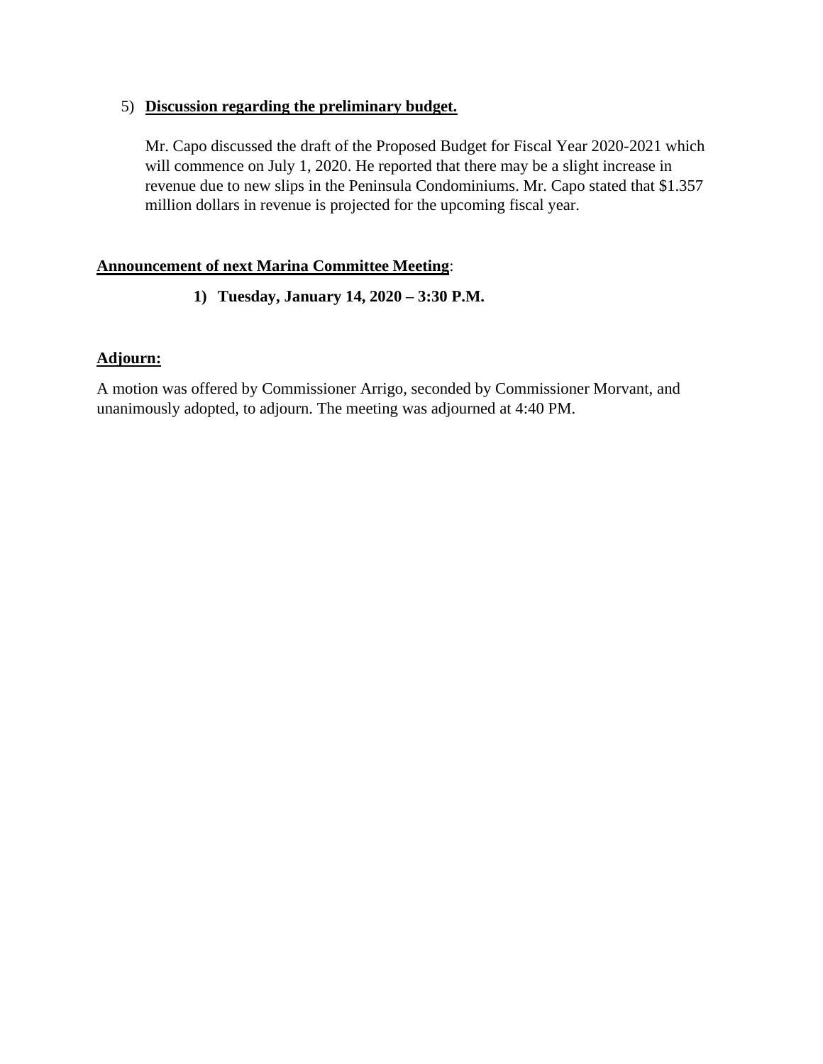5) **Discussion regarding the preliminary budget.**

   Mr. Capo discussed the draft of the Proposed Budget for Fiscal Year 2020-2021 which will commence on July 1, 2020. He reported that there may be a slight increase in revenue due to new slips in the Peninsula Condominiums. Mr. Capo stated that $1.357 million dollars in revenue is projected for the upcoming fiscal year.

**Announcement of next Marina Committee Meeting**:

1) **Tuesday, January 14, 2020 – 3:30 P.M.**

**Adjourn:**

A motion was offered by Commissioner Arrigo, seconded by Commissioner Morvant, and unanimously adopted, to adjourn. The meeting was adjourned at 4:40 PM.